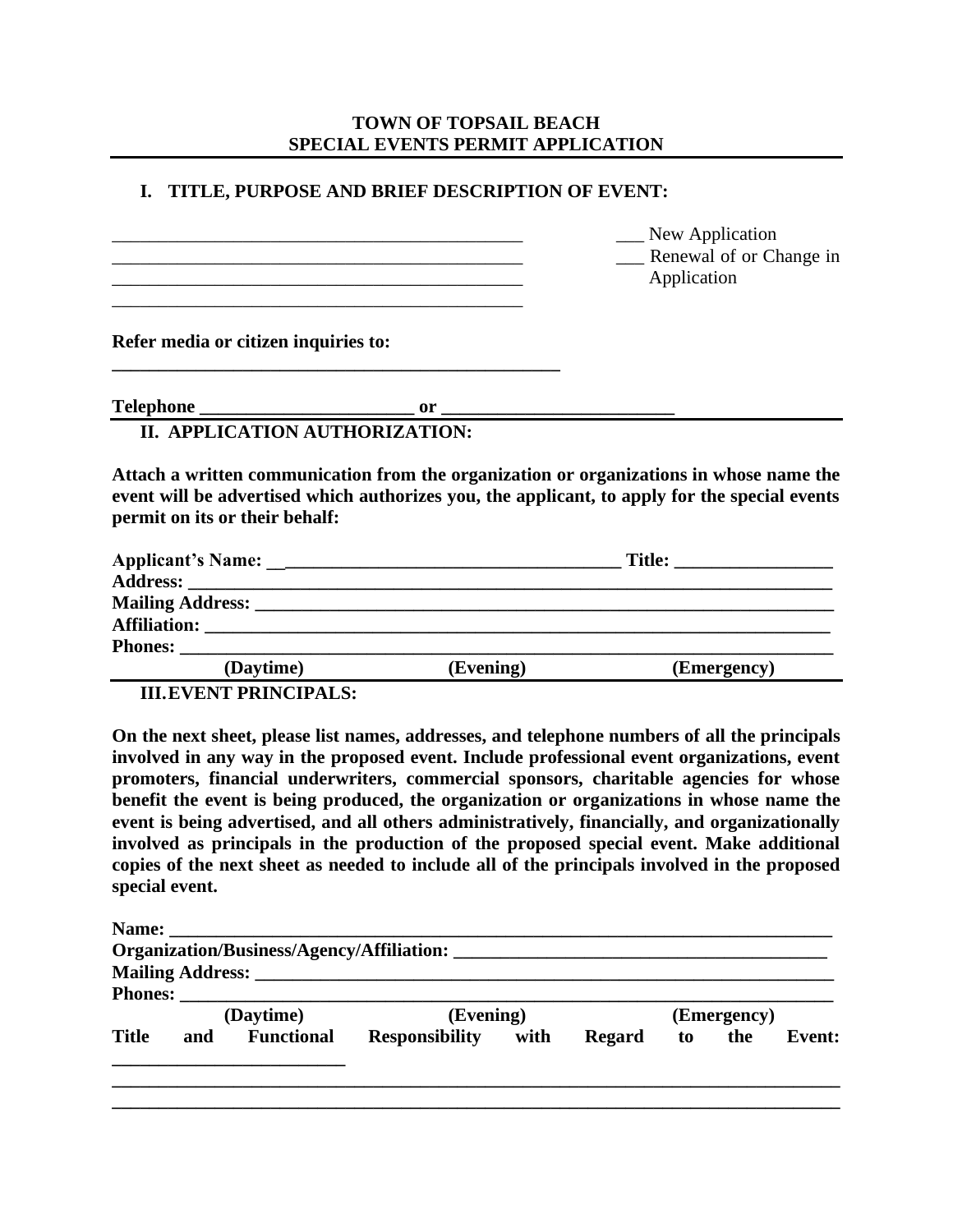**TOWN OF TOPSAIL BEACH**
**SPECIAL EVENTS PERMIT APPLICATION**

## I. TITLE, PURPOSE AND BRIEF DESCRIPTION OF EVENT:

______________________________________________
______________________________________________
______________________________________________
______________________________________________

___ New Application
___ Renewal of or Change in Application

**Refer media or citizen inquiries to:**

**__________________________________________________**

**Telephone _______________________ or _________________________**

## II. APPLICATION AUTHORIZATION:

**Attach a written communication from the organization or organizations in whose name the event will be advertised which authorizes you, the applicant, to apply for the special events permit on its or their behalf:**

**Applicant's Name: ______________________________________ Title: _________________**
**Address: ______________________________________________________________________**
**Mailing Address: _______________________________________________________________**
**Affiliation: ____________________________________________________________________**
**Phones: _______________________________________________________________________**
**(Daytime) (Evening) (Emergency)**

## III. EVENT PRINCIPALS:

**On the next sheet, please list names, addresses, and telephone numbers of all the principals involved in any way in the proposed event. Include professional event organizations, event promoters, financial underwriters, commercial sponsors, charitable agencies for whose benefit the event is being produced, the organization or organizations in whose name the event is being advertised, and all others administratively, financially, and organizationally involved as principals in the production of the proposed special event. Make additional copies of the next sheet as needed to include all of the principals involved in the proposed special event.**

**Name: _________________________________________________________________________**
**Organization/Business/Agency/Affiliation: _________________________________________**
**Mailing Address: _______________________________________________________________**
**Phones: _______________________________________________________________________**
**(Daytime) (Evening) (Emergency)**
**Title and Functional Responsibility with Regard to the Event: _________________________**
**_______________________________________________________________________________**
**_______________________________________________________________________________**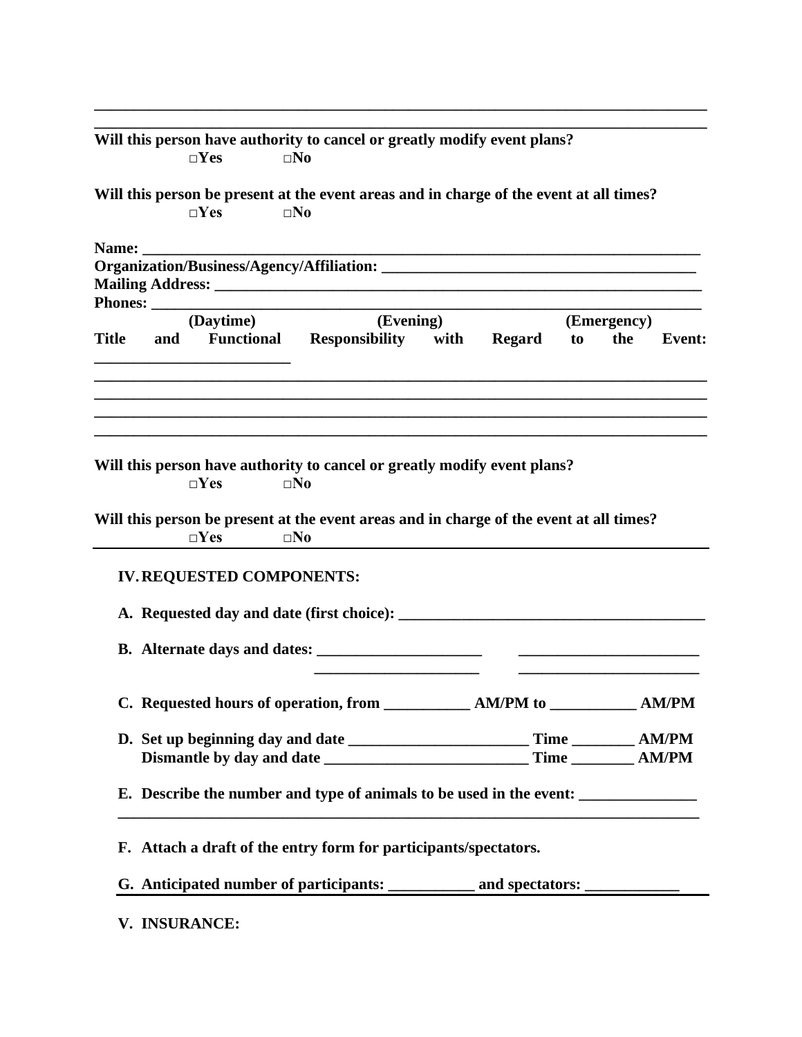\_\_\_\_\_\_\_\_\_\_\_\_\_\_\_\_\_\_\_\_\_\_\_\_\_\_\_\_\_\_\_\_\_\_\_\_\_\_\_\_\_\_\_\_\_\_\_\_\_\_\_\_\_\_\_\_\_\_\_\_\_\_\_\_\_\_\_\_\_\_\_\_\_\_\_\_
\_\_\_\_\_\_\_\_\_\_\_\_\_\_\_\_\_\_\_\_\_\_\_\_\_\_\_\_\_\_\_\_\_\_\_\_\_\_\_\_\_\_\_\_\_\_\_\_\_\_\_\_\_\_\_\_\_\_\_\_\_\_\_\_\_\_\_\_\_\_\_\_\_\_\_\_

**Will this person have authority to cancel or greatly modify event plans?**
**□Yes □No**

**Will this person be present at the event areas and in charge of the event at all times?**
**□Yes □No**

**Name:** \_\_\_\_\_\_\_\_\_\_\_\_\_\_\_\_\_\_\_\_\_\_\_\_\_\_\_\_\_\_\_\_\_\_\_\_\_\_\_\_\_\_\_\_\_\_\_\_\_\_\_\_\_\_\_\_\_\_\_\_\_\_\_\_\_\_\_\_
**Organization/Business/Agency/Affiliation:** \_\_\_\_\_\_\_\_\_\_\_\_\_\_\_\_\_\_\_\_\_\_\_\_\_\_\_\_\_\_\_\_\_\_\_\_\_\_\_\_
**Mailing Address:** \_\_\_\_\_\_\_\_\_\_\_\_\_\_\_\_\_\_\_\_\_\_\_\_\_\_\_\_\_\_\_\_\_\_\_\_\_\_\_\_\_\_\_\_\_\_\_\_\_\_\_\_\_\_\_\_\_\_\_\_\_\_
**Phones:** \_\_\_\_\_\_\_\_\_\_\_\_\_\_\_\_\_\_\_\_\_\_\_\_\_\_\_\_\_\_\_\_\_\_\_\_\_\_\_\_\_\_\_\_\_\_\_\_\_\_\_\_\_\_\_\_\_\_\_\_\_\_\_\_\_\_\_\_
**(Daytime) (Evening) (Emergency)**

**Title and Functional Responsibility with Regard to the Event:** \_\_\_\_\_\_\_\_\_\_\_\_\_\_\_\_\_\_\_\_\_\_\_\_\_\_
\_\_\_\_\_\_\_\_\_\_\_\_\_\_\_\_\_\_\_\_\_\_\_\_\_\_\_\_\_\_\_\_\_\_\_\_\_\_\_\_\_\_\_\_\_\_\_\_\_\_\_\_\_\_\_\_\_\_\_\_\_\_\_\_\_\_\_\_\_\_\_\_\_\_\_\_
\_\_\_\_\_\_\_\_\_\_\_\_\_\_\_\_\_\_\_\_\_\_\_\_\_\_\_\_\_\_\_\_\_\_\_\_\_\_\_\_\_\_\_\_\_\_\_\_\_\_\_\_\_\_\_\_\_\_\_\_\_\_\_\_\_\_\_\_\_\_\_\_\_\_\_\_
\_\_\_\_\_\_\_\_\_\_\_\_\_\_\_\_\_\_\_\_\_\_\_\_\_\_\_\_\_\_\_\_\_\_\_\_\_\_\_\_\_\_\_\_\_\_\_\_\_\_\_\_\_\_\_\_\_\_\_\_\_\_\_\_\_\_\_\_\_\_\_\_\_\_\_\_
\_\_\_\_\_\_\_\_\_\_\_\_\_\_\_\_\_\_\_\_\_\_\_\_\_\_\_\_\_\_\_\_\_\_\_\_\_\_\_\_\_\_\_\_\_\_\_\_\_\_\_\_\_\_\_\_\_\_\_\_\_\_\_\_\_\_\_\_\_\_\_\_\_\_\_\_

**Will this person have authority to cancel or greatly modify event plans?**
**□Yes □No**

**Will this person be present at the event areas and in charge of the event at all times?**
**□Yes □No**

## IV. REQUESTED COMPONENTS:

**A. Requested day and date (first choice):** \_\_\_\_\_\_\_\_\_\_\_\_\_\_\_\_\_\_\_\_\_\_\_\_\_\_\_\_\_\_\_\_\_\_\_\_\_\_

**B. Alternate days and dates:** \_\_\_\_\_\_\_\_\_\_\_\_\_\_\_\_\_\_\_\_\_ \_\_\_\_\_\_\_\_\_\_\_\_\_\_\_\_\_\_\_\_\_\_\_
\_\_\_\_\_\_\_\_\_\_\_\_\_\_\_\_\_\_\_\_\_ \_\_\_\_\_\_\_\_\_\_\_\_\_\_\_\_\_\_\_\_\_\_\_

**C. Requested hours of operation, from** \_\_\_\_\_\_\_\_\_\_\_ **AM/PM to** \_\_\_\_\_\_\_\_\_\_\_ **AM/PM**

**D. Set up beginning day and date** \_\_\_\_\_\_\_\_\_\_\_\_\_\_\_\_\_\_\_\_\_\_\_ **Time** \_\_\_\_\_\_\_\_ **AM/PM**
**Dismantle by day and date** \_\_\_\_\_\_\_\_\_\_\_\_\_\_\_\_\_\_\_\_\_\_\_\_\_\_ **Time** \_\_\_\_\_\_\_\_ **AM/PM**

**E. Describe the number and type of animals to be used in the event:** \_\_\_\_\_\_\_\_\_\_\_\_\_\_\_
\_\_\_\_\_\_\_\_\_\_\_\_\_\_\_\_\_\_\_\_\_\_\_\_\_\_\_\_\_\_\_\_\_\_\_\_\_\_\_\_\_\_\_\_\_\_\_\_\_\_\_\_\_\_\_\_\_\_\_\_\_\_\_\_\_\_\_\_\_\_\_\_\_\_

**F. Attach a draft of the entry form for participants/spectators.**

**G. Anticipated number of participants:** \_\_\_\_\_\_\_\_\_\_\_ **and spectators:** \_\_\_\_\_\_\_\_\_\_\_\_

## V. INSURANCE: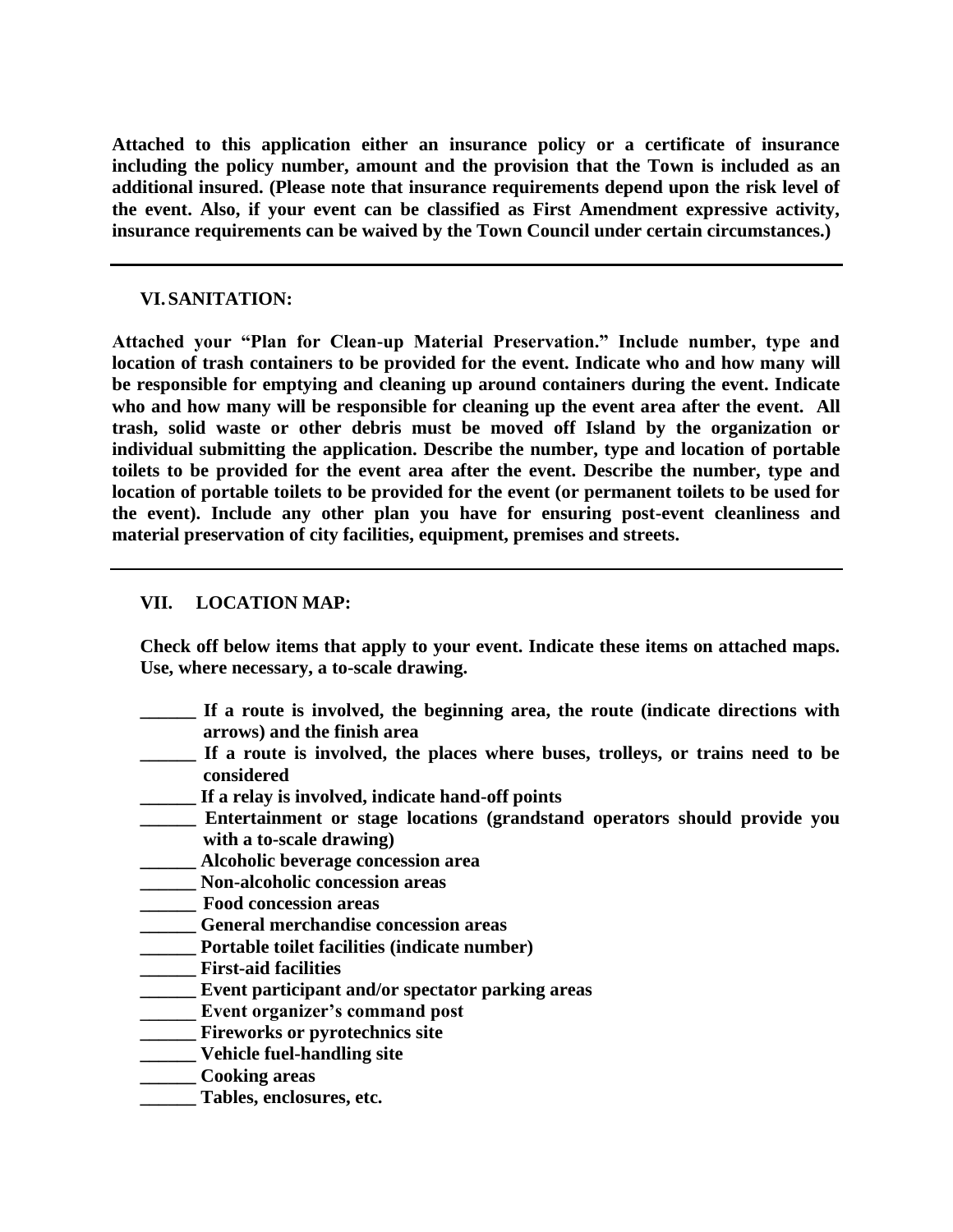**Attached to this application either an insurance policy or a certificate of insurance including the policy number, amount and the provision that the Town is included as an additional insured. (Please note that insurance requirements depend upon the risk level of the event. Also, if your event can be classified as First Amendment expressive activity, insurance requirements can be waived by the Town Council under certain circumstances.)**

---

## VI. SANITATION:

**Attached your "Plan for Clean-up Material Preservation." Include number, type and location of trash containers to be provided for the event. Indicate who and how many will be responsible for emptying and cleaning up around containers during the event. Indicate who and how many will be responsible for cleaning up the event area after the event. All trash, solid waste or other debris must be moved off Island by the organization or individual submitting the application. Describe the number, type and location of portable toilets to be provided for the event area after the event. Describe the number, type and location of portable toilets to be provided for the event (or permanent toilets to be used for the event). Include any other plan you have for ensuring post-event cleanliness and material preservation of city facilities, equipment, premises and streets.**

---

## VII. LOCATION MAP:

**Check off below items that apply to your event. Indicate these items on attached maps. Use, where necessary, a to-scale drawing.**

- **______ If a route is involved, the beginning area, the route (indicate directions with arrows) and the finish area**
- **______ If a route is involved, the places where buses, trolleys, or trains need to be considered**
- **______ If a relay is involved, indicate hand-off points**
- **______ Entertainment or stage locations (grandstand operators should provide you with a to-scale drawing)**
- **______ Alcoholic beverage concession area**
- **______ Non-alcoholic concession areas**
- **______ Food concession areas**
- **______ General merchandise concession areas**
- **______ Portable toilet facilities (indicate number)**
- **______ First-aid facilities**
- **______ Event participant and/or spectator parking areas**
- **______ Event organizer's command post**
- **______ Fireworks or pyrotechnics site**
- **______ Vehicle fuel-handling site**
- **______ Cooking areas**
- **______ Tables, enclosures, etc.**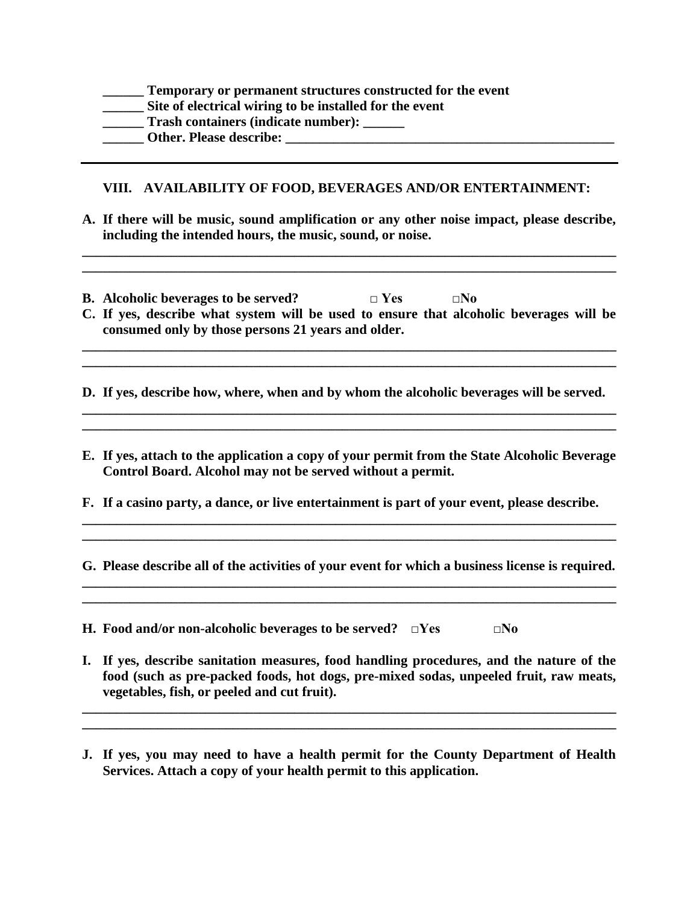**______ Temporary or permanent structures constructed for the event**
**______ Site of electrical wiring to be installed for the event**
**______ Trash containers (indicate number): ______**
**______ Other. Please describe: __________________________________________________**

---

## VIII. AVAILABILITY OF FOOD, BEVERAGES AND/OR ENTERTAINMENT:

**A. If there will be music, sound amplification or any other noise impact, please describe, including the intended hours, the music, sound, or noise.**

________________________________________________________________________________
________________________________________________________________________________

**B. Alcoholic beverages to be served? □ Yes □No**

**C. If yes, describe what system will be used to ensure that alcoholic beverages will be consumed only by those persons 21 years and older.**

________________________________________________________________________________
________________________________________________________________________________

**D. If yes, describe how, where, when and by whom the alcoholic beverages will be served.**

________________________________________________________________________________
________________________________________________________________________________

**E. If yes, attach to the application a copy of your permit from the State Alcoholic Beverage Control Board. Alcohol may not be served without a permit.**

**F. If a casino party, a dance, or live entertainment is part of your event, please describe.**

________________________________________________________________________________
________________________________________________________________________________

**G. Please describe all of the activities of your event for which a business license is required.**

________________________________________________________________________________
________________________________________________________________________________

**H. Food and/or non-alcoholic beverages to be served? □Yes □No**

**I. If yes, describe sanitation measures, food handling procedures, and the nature of the food (such as pre-packed foods, hot dogs, pre-mixed sodas, unpeeled fruit, raw meats, vegetables, fish, or peeled and cut fruit).**

________________________________________________________________________________
________________________________________________________________________________

**J. If yes, you may need to have a health permit for the County Department of Health Services. Attach a copy of your health permit to this application.**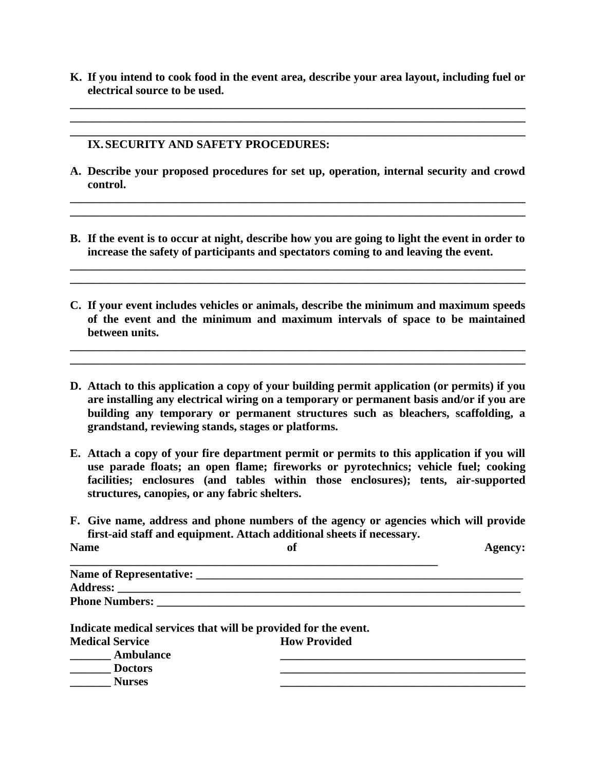**K. If you intend to cook food in the event area, describe your area layout, including fuel or electrical source to be used.**

________________________________________________________________________________
________________________________________________________________________________
________________________________________________________________________________

## IX. SECURITY AND SAFETY PROCEDURES:

**A. Describe your proposed procedures for set up, operation, internal security and crowd control.**

________________________________________________________________________________
________________________________________________________________________________

**B. If the event is to occur at night, describe how you are going to light the event in order to increase the safety of participants and spectators coming to and leaving the event.**

________________________________________________________________________________
________________________________________________________________________________

**C. If your event includes vehicles or animals, describe the minimum and maximum speeds of the event and the minimum and maximum intervals of space to be maintained between units.**

________________________________________________________________________________
________________________________________________________________________________

**D. Attach to this application a copy of your building permit application (or permits) if you are installing any electrical wiring on a temporary or permanent basis and/or if you are building any temporary or permanent structures such as bleachers, scaffolding, a grandstand, reviewing stands, stages or platforms.**

**E. Attach a copy of your fire department permit or permits to this application if you will use parade floats; an open flame; fireworks or pyrotechnics; vehicle fuel; cooking facilities; enclosures (and tables within those enclosures); tents, air-supported structures, canopies, or any fabric shelters.**

**F. Give name, address and phone numbers of the agency or agencies which will provide first-aid staff and equipment. Attach additional sheets if necessary.**

**Name of Agency:** _________________________________________________________________

**Name of Representative:** ____________________________________________________

**Address:** ______________________________________________________________________

**Phone Numbers:** _______________________________________________________________

**Indicate medical services that will be provided for the event.**

| Medical Service | How Provided |
|---|---|
| _______ Ambulance | ___________________________________________ |
| _______ Doctors | ___________________________________________ |
| _______ Nurses | ___________________________________________ |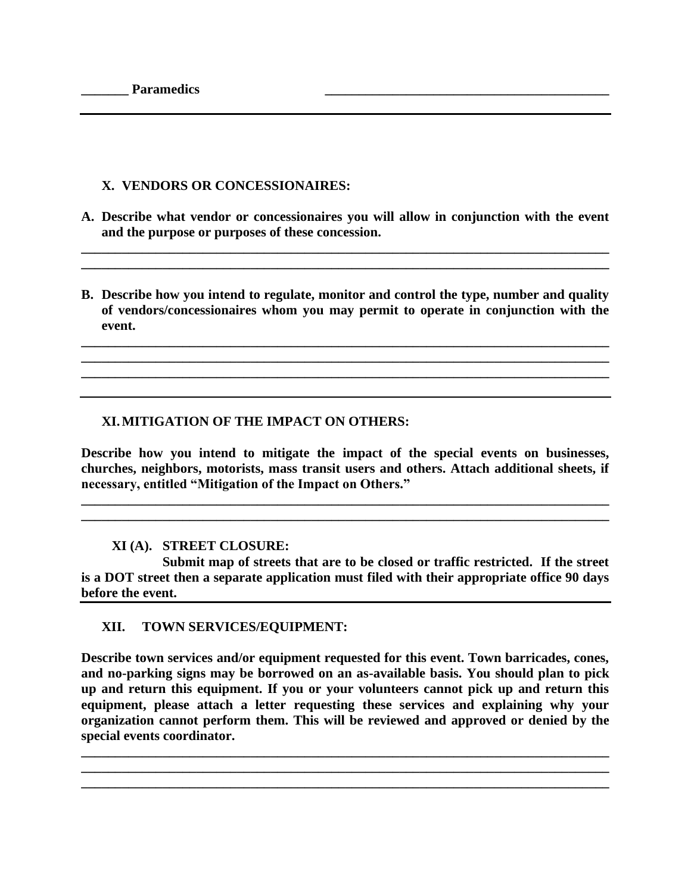_______ **Paramedics** ___________________________________________

---

### X. VENDORS OR CONCESSIONAIRES:

**A. Describe what vendor or concessionaires you will allow in conjunction with the event and the purpose or purposes of these concession.**

________________________________________________________________________________
________________________________________________________________________________

**B. Describe how you intend to regulate, monitor and control the type, number and quality of vendors/concessionaires whom you may permit to operate in conjunction with the event.**

________________________________________________________________________________
________________________________________________________________________________
________________________________________________________________________________

---

### XI. MITIGATION OF THE IMPACT ON OTHERS:

**Describe how you intend to mitigate the impact of the special events on businesses, churches, neighbors, motorists, mass transit users and others. Attach additional sheets, if necessary, entitled "Mitigation of the Impact on Others."**

________________________________________________________________________________
________________________________________________________________________________

#### XI (A). STREET CLOSURE:

**Submit map of streets that are to be closed or traffic restricted. If the street is a DOT street then a separate application must filed with their appropriate office 90 days before the event.**

---

### XII. TOWN SERVICES/EQUIPMENT:

**Describe town services and/or equipment requested for this event. Town barricades, cones, and no-parking signs may be borrowed on an as-available basis. You should plan to pick up and return this equipment. If you or your volunteers cannot pick up and return this equipment, please attach a letter requesting these services and explaining why your organization cannot perform them. This will be reviewed and approved or denied by the special events coordinator.**

________________________________________________________________________________
________________________________________________________________________________
________________________________________________________________________________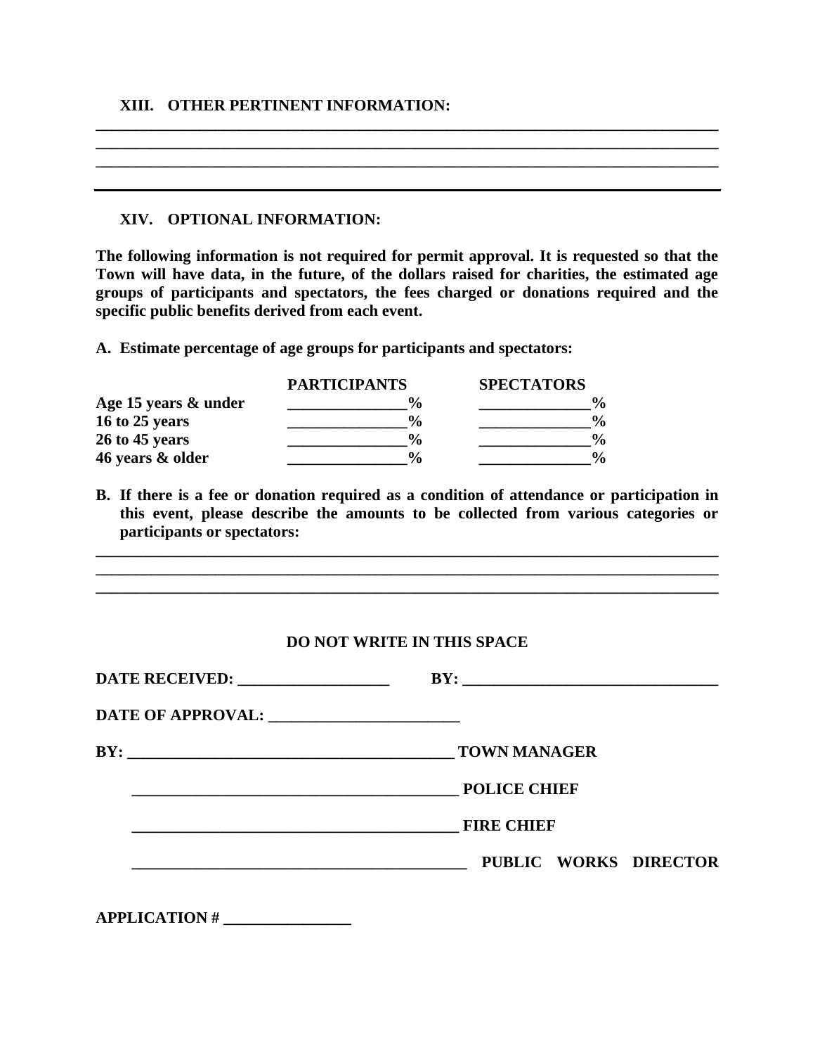**XIII. OTHER PERTINENT INFORMATION:**

\_\_\_\_\_\_\_\_\_\_\_\_\_\_\_\_\_\_\_\_\_\_\_\_\_\_\_\_\_\_\_\_\_\_\_\_\_\_\_\_\_\_\_\_\_\_\_\_\_\_\_\_\_\_\_\_\_\_\_\_\_\_\_\_\_\_\_\_\_\_\_\_
\_\_\_\_\_\_\_\_\_\_\_\_\_\_\_\_\_\_\_\_\_\_\_\_\_\_\_\_\_\_\_\_\_\_\_\_\_\_\_\_\_\_\_\_\_\_\_\_\_\_\_\_\_\_\_\_\_\_\_\_\_\_\_\_\_\_\_\_\_\_\_\_
\_\_\_\_\_\_\_\_\_\_\_\_\_\_\_\_\_\_\_\_\_\_\_\_\_\_\_\_\_\_\_\_\_\_\_\_\_\_\_\_\_\_\_\_\_\_\_\_\_\_\_\_\_\_\_\_\_\_\_\_\_\_\_\_\_\_\_\_\_\_\_\_

---

**XIV. OPTIONAL INFORMATION:**

**The following information is not required for permit approval. It is requested so that the Town will have data, in the future, of the dollars raised for charities, the estimated age groups of participants and spectators, the fees charged or donations required and the specific public benefits derived from each event.**

**A. Estimate percentage of age groups for participants and spectators:**

| | PARTICIPANTS | SPECTATORS |
|---|---|---|
| Age 15 years & under | _______________% | ______________% |
| 16 to 25 years | _______________% | ______________% |
| 26 to 45 years | _______________% | ______________% |
| 46 years & older | _______________% | ______________% |

**B. If there is a fee or donation required as a condition of attendance or participation in this event, please describe the amounts to be collected from various categories or participants or spectators:**

\_\_\_\_\_\_\_\_\_\_\_\_\_\_\_\_\_\_\_\_\_\_\_\_\_\_\_\_\_\_\_\_\_\_\_\_\_\_\_\_\_\_\_\_\_\_\_\_\_\_\_\_\_\_\_\_\_\_\_\_\_\_\_\_\_\_\_\_\_\_\_\_
\_\_\_\_\_\_\_\_\_\_\_\_\_\_\_\_\_\_\_\_\_\_\_\_\_\_\_\_\_\_\_\_\_\_\_\_\_\_\_\_\_\_\_\_\_\_\_\_\_\_\_\_\_\_\_\_\_\_\_\_\_\_\_\_\_\_\_\_\_\_\_\_
\_\_\_\_\_\_\_\_\_\_\_\_\_\_\_\_\_\_\_\_\_\_\_\_\_\_\_\_\_\_\_\_\_\_\_\_\_\_\_\_\_\_\_\_\_\_\_\_\_\_\_\_\_\_\_\_\_\_\_\_\_\_\_\_\_\_\_\_\_\_\_\_

**DO NOT WRITE IN THIS SPACE**

**DATE RECEIVED: ___________________ BY: ________________________________**

**DATE OF APPROVAL: ________________________**

**BY: _________________________________________ TOWN MANAGER**

**_________________________________________ POLICE CHIEF**

**_________________________________________ FIRE CHIEF**

**___________________________________________ PUBLIC WORKS DIRECTOR**

**APPLICATION # ________________**